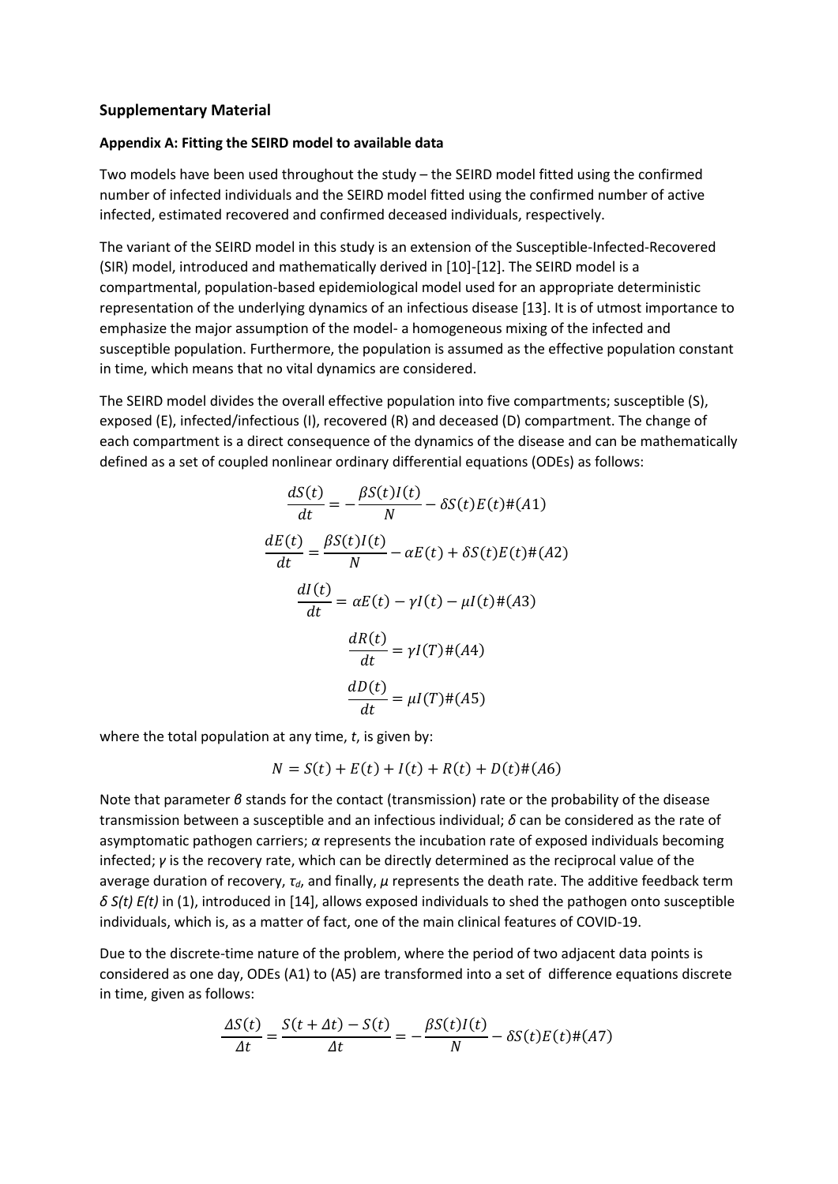## Supplementary Material

### Appendix A: Fitting the SEIRD model to available data

Two models have been used throughout the study – the SEIRD model fitted using the confirmed number of infected individuals and the SEIRD model fitted using the confirmed number of active infected, estimated recovered and confirmed deceased individuals, respectively.

The variant of the SEIRD model in this study is an extension of the Susceptible-Infected-Recovered (SIR) model, introduced and mathematically derived in [10]-[12]. The SEIRD model is a compartmental, population-based epidemiological model used for an appropriate deterministic representation of the underlying dynamics of an infectious disease [13]. It is of utmost importance to emphasize the major assumption of the model- a homogeneous mixing of the infected and susceptible population. Furthermore, the population is assumed as the effective population constant in time, which means that no vital dynamics are considered.

The SEIRD model divides the overall effective population into five compartments; susceptible (S), exposed (E), infected/infectious (I), recovered (R) and deceased (D) compartment. The change of each compartment is a direct consequence of the dynamics of the disease and can be mathematically defined as a set of coupled nonlinear ordinary differential equations (ODEs) as follows:

$$\frac{dS(t)}{dt} = -\frac{\beta S(t)I(t)}{N} - \delta S(t)E(t)\#(A1)$$

$$\frac{dE(t)}{dt} = \frac{\beta S(t)I(t)}{N} - \alpha E(t) + \delta S(t)E(t)\#(A2)$$

$$\frac{dI(t)}{dt} = \alpha E(t) - \gamma I(t) - \mu I(t)\#(A3)$$

$$\frac{dR(t)}{dt} = \gamma I(T)\#(A4)$$

$$\frac{dD(t)}{dt} = \mu I(T)\#(A5)$$

where the total population at any time, *t*, is given by:

$$N = S(t) + E(t) + I(t) + R(t) + D(t)\#(A6)$$

Note that parameter $\beta$ stands for the contact (transmission) rate or the probability of the disease transmission between a susceptible and an infectious individual; $\delta$ can be considered as the rate of asymptomatic pathogen carriers; $\alpha$ represents the incubation rate of exposed individuals becoming infected; $\gamma$ is the recovery rate, which can be directly determined as the reciprocal value of the average duration of recovery, $\tau_d$, and finally, $\mu$ represents the death rate. The additive feedback term $\delta S(t) E(t)$ in (1), introduced in [14], allows exposed individuals to shed the pathogen onto susceptible individuals, which is, as a matter of fact, one of the main clinical features of COVID-19.

Due to the discrete-time nature of the problem, where the period of two adjacent data points is considered as one day, ODEs (A1) to (A5) are transformed into a set of difference equations discrete in time, given as follows:

$$\frac{\Delta S(t)}{\Delta t} = \frac{S(t+\Delta t) - S(t)}{\Delta t} = -\frac{\beta S(t)I(t)}{N} - \delta S(t)E(t)\#(A7)$$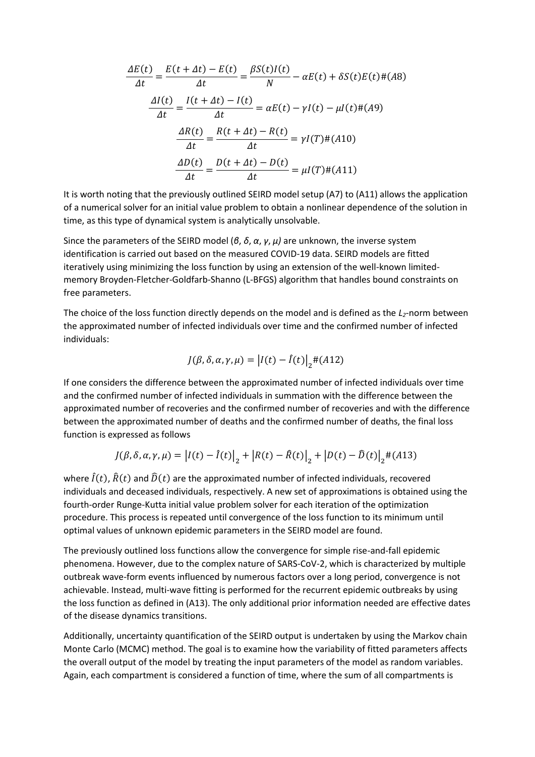$$\frac{\Delta E(t)}{\Delta t} = \frac{E(t+\Delta t) - E(t)}{\Delta t} = \frac{\beta S(t) I(t)}{N} - \alpha E(t) + \delta S(t) E(t) \#(A8)$$

$$\frac{\Delta I(t)}{\Delta t} = \frac{I(t+\Delta t) - I(t)}{\Delta t} = \alpha E(t) - \gamma I(t) - \mu I(t) \#(A9)$$

$$\frac{\Delta R(t)}{\Delta t} = \frac{R(t+\Delta t) - R(t)}{\Delta t} = \gamma I(T) \#(A10)$$

$$\frac{\Delta D(t)}{\Delta t} = \frac{D(t+\Delta t) - D(t)}{\Delta t} = \mu I(T) \#(A11)$$

It is worth noting that the previously outlined SEIRD model setup (A7) to (A11) allows the application of a numerical solver for an initial value problem to obtain a nonlinear dependence of the solution in time, as this type of dynamical system is analytically unsolvable.

Since the parameters of the SEIRD model ($\beta$, $\delta$, $\alpha$, $\gamma$, $\mu$) are unknown, the inverse system identification is carried out based on the measured COVID-19 data. SEIRD models are fitted iteratively using minimizing the loss function by using an extension of the well-known limited-memory Broyden-Fletcher-Goldfarb-Shanno (L-BFGS) algorithm that handles bound constraints on free parameters.

The choice of the loss function directly depends on the model and is defined as the $L_2$-norm between the approximated number of infected individuals over time and the confirmed number of infected individuals:

$$J(\beta, \delta, \alpha, \gamma, \mu) = \left| I(t) - \hat{I}(t) \right|_2 \#(A12)$$

If one considers the difference between the approximated number of infected individuals over time and the confirmed number of infected individuals in summation with the difference between the approximated number of recoveries and the confirmed number of recoveries and with the difference between the approximated number of deaths and the confirmed number of deaths, the final loss function is expressed as follows

$$J(\beta, \delta, \alpha, \gamma, \mu) = \left| I(t) - \hat{I}(t) \right|_2 + \left| R(t) - \hat{R}(t) \right|_2 + \left| D(t) - \hat{D}(t) \right|_2 \#(A13)$$

where $\hat{I}(t)$, $\hat{R}(t)$ and $\hat{D}(t)$ are the approximated number of infected individuals, recovered individuals and deceased individuals, respectively. A new set of approximations is obtained using the fourth-order Runge-Kutta initial value problem solver for each iteration of the optimization procedure. This process is repeated until convergence of the loss function to its minimum until optimal values of unknown epidemic parameters in the SEIRD model are found.

The previously outlined loss functions allow the convergence for simple rise-and-fall epidemic phenomena. However, due to the complex nature of SARS-CoV-2, which is characterized by multiple outbreak wave-form events influenced by numerous factors over a long period, convergence is not achievable. Instead, multi-wave fitting is performed for the recurrent epidemic outbreaks by using the loss function as defined in (A13). The only additional prior information needed are effective dates of the disease dynamics transitions.

Additionally, uncertainty quantification of the SEIRD output is undertaken by using the Markov chain Monte Carlo (MCMC) method. The goal is to examine how the variability of fitted parameters affects the overall output of the model by treating the input parameters of the model as random variables. Again, each compartment is considered a function of time, where the sum of all compartments is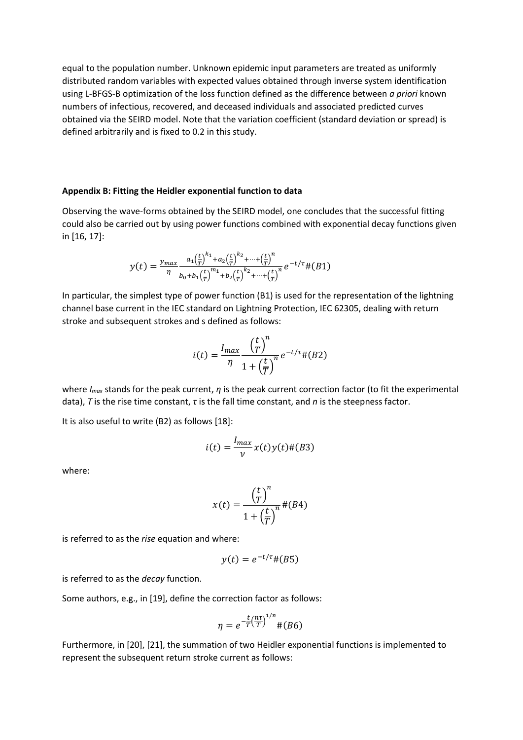equal to the population number. Unknown epidemic input parameters are treated as uniformly distributed random variables with expected values obtained through inverse system identification using L-BFGS-B optimization of the loss function defined as the difference between *a priori* known numbers of infectious, recovered, and deceased individuals and associated predicted curves obtained via the SEIRD model. Note that the variation coefficient (standard deviation or spread) is defined arbitrarily and is fixed to 0.2 in this study.

**Appendix B: Fitting the Heidler exponential function to data**

Observing the wave-forms obtained by the SEIRD model, one concludes that the successful fitting could also be carried out by using power functions combined with exponential decay functions given in [16, 17]:

$$y(t) = \frac{y_{max}}{\eta} \frac{a_1\left(\frac{t}{T}\right)^{k_1} + a_2\left(\frac{t}{T}\right)^{k_2} + \cdots + \left(\frac{t}{T}\right)^{n}}{b_0 + b_1\left(\frac{t}{T}\right)^{m_1} + b_2\left(\frac{t}{T}\right)^{k_2} + \cdots + \left(\frac{t}{T}\right)^{n}} e^{-t/\tau} \#(B1)$$

In particular, the simplest type of power function (B1) is used for the representation of the lightning channel base current in the IEC standard on Lightning Protection, IEC 62305, dealing with return stroke and subsequent strokes and s defined as follows:

$$i(t) = \frac{I_{max}}{\eta} \frac{\left(\frac{t}{T}\right)^{n}}{1 + \left(\frac{t}{T}\right)^{n}} e^{-t/\tau} \#(B2)$$

where $I_{max}$ stands for the peak current, $\eta$ is the peak current correction factor (to fit the experimental data), $T$ is the rise time constant, $\tau$ is the fall time constant, and $n$ is the steepness factor.

It is also useful to write (B2) as follows [18]:

$$i(t) = \frac{I_{max}}{\nu} x(t) y(t) \#(B3)$$

where:

$$x(t) = \frac{\left(\frac{t}{T}\right)^{n}}{1 + \left(\frac{t}{T}\right)^{n}} \#(B4)$$

is referred to as the *rise* equation and where:

$$y(t) = e^{-t/\tau} \#(B5)$$

is referred to as the *decay* function.

Some authors, e.g., in [19], define the correction factor as follows:

$$\eta = e^{-\frac{t}{T}\left(\frac{n\tau}{T}\right)^{1/n}} \#(B6)$$

Furthermore, in [20], [21], the summation of two Heidler exponential functions is implemented to represent the subsequent return stroke current as follows: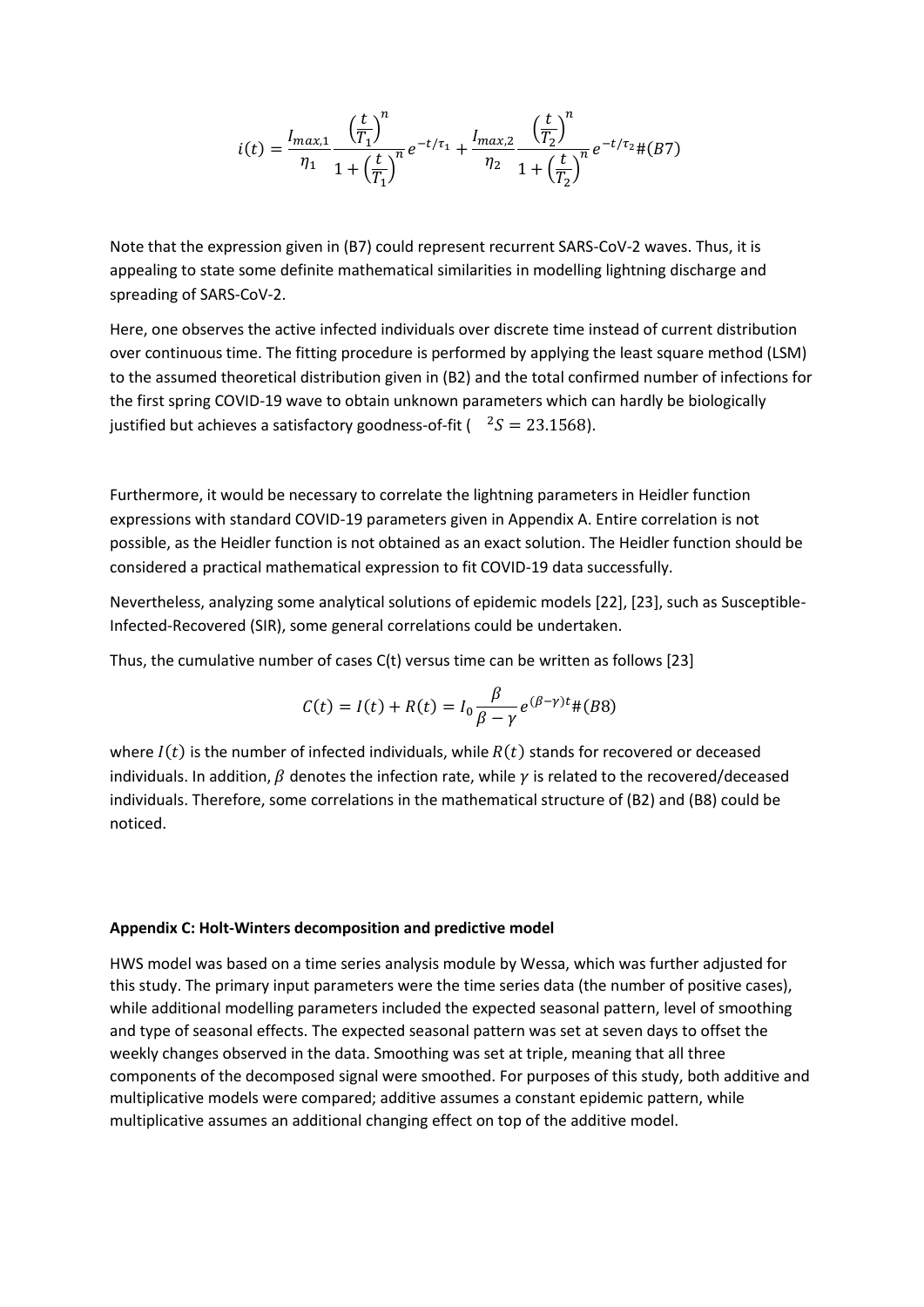$$i(t) = \frac{I_{max,1}}{\eta_1} \frac{\left(\frac{t}{T_1}\right)^n}{1 + \left(\frac{t}{T_1}\right)^n} e^{-t/\tau_1} + \frac{I_{max,2}}{\eta_2} \frac{\left(\frac{t}{T_2}\right)^n}{1 + \left(\frac{t}{T_2}\right)^n} e^{-t/\tau_2} \# (B7)$$

Note that the expression given in (B7) could represent recurrent SARS-CoV-2 waves. Thus, it is appealing to state some definite mathematical similarities in modelling lightning discharge and spreading of SARS-CoV-2.

Here, one observes the active infected individuals over discrete time instead of current distribution over continuous time. The fitting procedure is performed by applying the least square method (LSM) to the assumed theoretical distribution given in (B2) and the total confirmed number of infections for the first spring COVID-19 wave to obtain unknown parameters which can hardly be biologically justified but achieves a satisfactory goodness-of-fit ( $^2S = 23.1568$).

Furthermore, it would be necessary to correlate the lightning parameters in Heidler function expressions with standard COVID-19 parameters given in Appendix A. Entire correlation is not possible, as the Heidler function is not obtained as an exact solution. The Heidler function should be considered a practical mathematical expression to fit COVID-19 data successfully.

Nevertheless, analyzing some analytical solutions of epidemic models [22], [23], such as Susceptible-Infected-Recovered (SIR), some general correlations could be undertaken.

Thus, the cumulative number of cases C(t) versus time can be written as follows [23]

$$C(t) = I(t) + R(t) = I_0 \frac{\beta}{\beta - \gamma} e^{(\beta - \gamma)t} \# (B8)$$

where $I(t)$ is the number of infected individuals, while $R(t)$ stands for recovered or deceased individuals. In addition, $\beta$ denotes the infection rate, while $\gamma$ is related to the recovered/deceased individuals. Therefore, some correlations in the mathematical structure of (B2) and (B8) could be noticed.

**Appendix C: Holt-Winters decomposition and predictive model**

HWS model was based on a time series analysis module by Wessa, which was further adjusted for this study. The primary input parameters were the time series data (the number of positive cases), while additional modelling parameters included the expected seasonal pattern, level of smoothing and type of seasonal effects. The expected seasonal pattern was set at seven days to offset the weekly changes observed in the data. Smoothing was set at triple, meaning that all three components of the decomposed signal were smoothed. For purposes of this study, both additive and multiplicative models were compared; additive assumes a constant epidemic pattern, while multiplicative assumes an additional changing effect on top of the additive model.